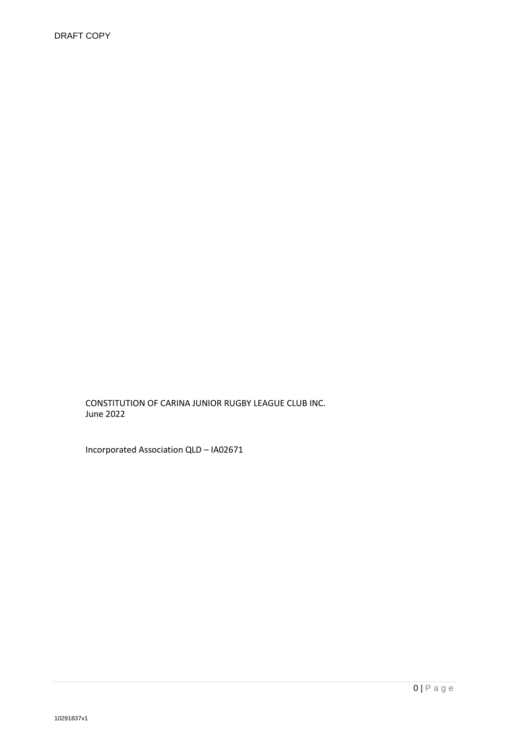DRAFT COPY

CONSTITUTION OF CARINA JUNIOR RUGBY LEAGUE CLUB INC.
June 2022

Incorporated Association QLD – IA02671

10291837v1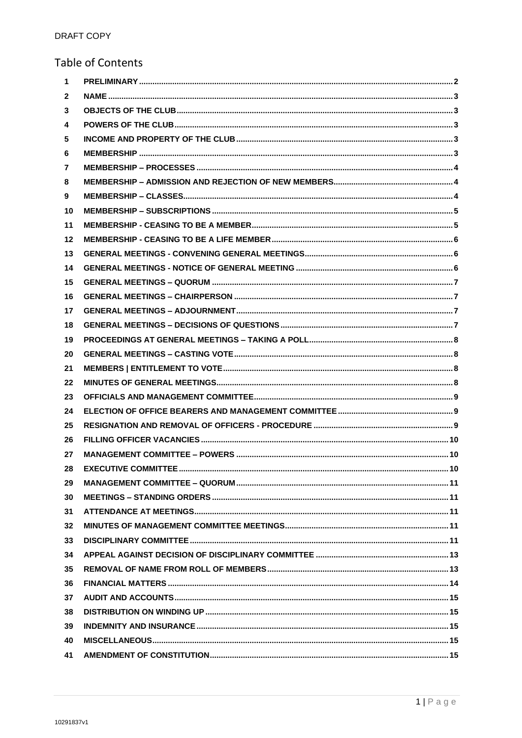DRAFT COPY

# Table of Contents

| | | |
|---|---|---|
| 1 | PRELIMINARY | 2 |
| 2 | NAME | 3 |
| 3 | OBJECTS OF THE CLUB | 3 |
| 4 | POWERS OF THE CLUB | 3 |
| 5 | INCOME AND PROPERTY OF THE CLUB | 3 |
| 6 | MEMBERSHIP | 3 |
| 7 | MEMBERSHIP – PROCESSES | 4 |
| 8 | MEMBERSHIP – ADMISSION AND REJECTION OF NEW MEMBERS | 4 |
| 9 | MEMBERSHIP – CLASSES | 4 |
| 10 | MEMBERSHIP – SUBSCRIPTIONS | 5 |
| 11 | MEMBERSHIP - CEASING TO BE A MEMBER | 5 |
| 12 | MEMBERSHIP - CEASING TO BE A LIFE MEMBER | 6 |
| 13 | GENERAL MEETINGS - CONVENING GENERAL MEETINGS | 6 |
| 14 | GENERAL MEETINGS - NOTICE OF GENERAL MEETING | 6 |
| 15 | GENERAL MEETINGS – QUORUM | 7 |
| 16 | GENERAL MEETINGS – CHAIRPERSON | 7 |
| 17 | GENERAL MEETINGS – ADJOURNMENT | 7 |
| 18 | GENERAL MEETINGS – DECISIONS OF QUESTIONS | 7 |
| 19 | PROCEEDINGS AT GENERAL MEETINGS – TAKING A POLL | 8 |
| 20 | GENERAL MEETINGS – CASTING VOTE | 8 |
| 21 | MEMBERS \| ENTITLEMENT TO VOTE | 8 |
| 22 | MINUTES OF GENERAL MEETINGS | 8 |
| 23 | OFFICIALS AND MANAGEMENT COMMITTEE | 9 |
| 24 | ELECTION OF OFFICE BEARERS AND MANAGEMENT COMMITTEE | 9 |
| 25 | RESIGNATION AND REMOVAL OF OFFICERS - PROCEDURE | 9 |
| 26 | FILLING OFFICER VACANCIES | 10 |
| 27 | MANAGEMENT COMMITTEE – POWERS | 10 |
| 28 | EXECUTIVE COMMITTEE | 10 |
| 29 | MANAGEMENT COMMITTEE – QUORUM | 11 |
| 30 | MEETINGS – STANDING ORDERS | 11 |
| 31 | ATTENDANCE AT MEETINGS | 11 |
| 32 | MINUTES OF MANAGEMENT COMMITTEE MEETINGS | 11 |
| 33 | DISCIPLINARY COMMITTEE | 11 |
| 34 | APPEAL AGAINST DECISION OF DISCIPLINARY COMMITTEE | 13 |
| 35 | REMOVAL OF NAME FROM ROLL OF MEMBERS | 13 |
| 36 | FINANCIAL MATTERS | 14 |
| 37 | AUDIT AND ACCOUNTS | 15 |
| 38 | DISTRIBUTION ON WINDING UP | 15 |
| 39 | INDEMNITY AND INSURANCE | 15 |
| 40 | MISCELLANEOUS | 15 |
| 41 | AMENDMENT OF CONSTITUTION | 15 |

10291837v1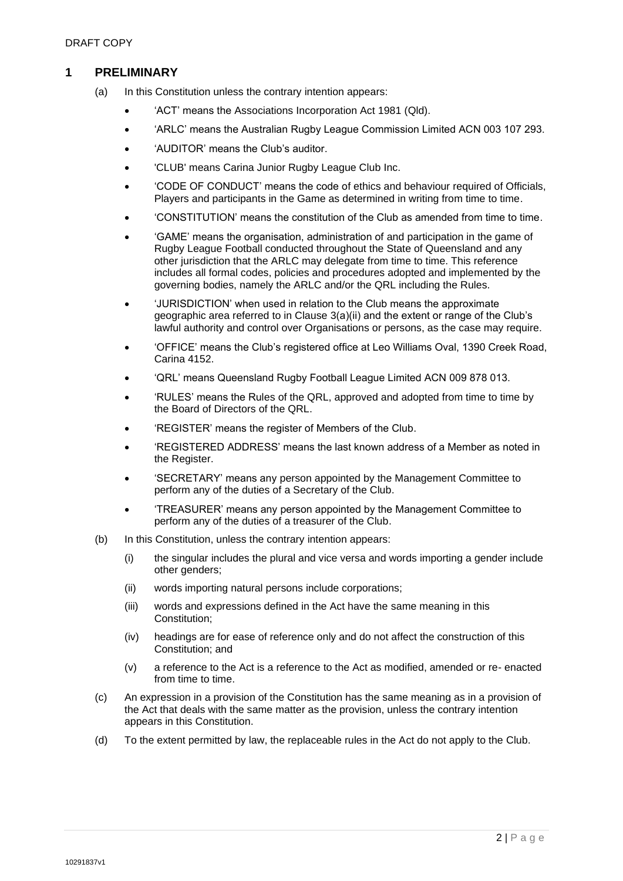## 1 PRELIMINARY

(a) In this Constitution unless the contrary intention appears:

- 'ACT' means the Associations Incorporation Act 1981 (Qld).
- 'ARLC' means the Australian Rugby League Commission Limited ACN 003 107 293.
- 'AUDITOR' means the Club's auditor.
- 'CLUB' means Carina Junior Rugby League Club Inc.
- 'CODE OF CONDUCT' means the code of ethics and behaviour required of Officials, Players and participants in the Game as determined in writing from time to time.
- 'CONSTITUTION' means the constitution of the Club as amended from time to time.
- 'GAME' means the organisation, administration of and participation in the game of Rugby League Football conducted throughout the State of Queensland and any other jurisdiction that the ARLC may delegate from time to time. This reference includes all formal codes, policies and procedures adopted and implemented by the governing bodies, namely the ARLC and/or the QRL including the Rules.
- 'JURISDICTION' when used in relation to the Club means the approximate geographic area referred to in Clause 3(a)(ii) and the extent or range of the Club's lawful authority and control over Organisations or persons, as the case may require.
- 'OFFICE' means the Club's registered office at Leo Williams Oval, 1390 Creek Road, Carina 4152.
- 'QRL' means Queensland Rugby Football League Limited ACN 009 878 013.
- 'RULES' means the Rules of the QRL, approved and adopted from time to time by the Board of Directors of the QRL.
- 'REGISTER' means the register of Members of the Club.
- 'REGISTERED ADDRESS' means the last known address of a Member as noted in the Register.
- 'SECRETARY' means any person appointed by the Management Committee to perform any of the duties of a Secretary of the Club.
- 'TREASURER' means any person appointed by the Management Committee to perform any of the duties of a treasurer of the Club.

(b) In this Constitution, unless the contrary intention appears:

(i) the singular includes the plural and vice versa and words importing a gender include other genders;

(ii) words importing natural persons include corporations;

(iii) words and expressions defined in the Act have the same meaning in this Constitution;

(iv) headings are for ease of reference only and do not affect the construction of this Constitution; and

(v) a reference to the Act is a reference to the Act as modified, amended or re- enacted from time to time.

(c) An expression in a provision of the Constitution has the same meaning as in a provision of the Act that deals with the same matter as the provision, unless the contrary intention appears in this Constitution.

(d) To the extent permitted by law, the replaceable rules in the Act do not apply to the Club.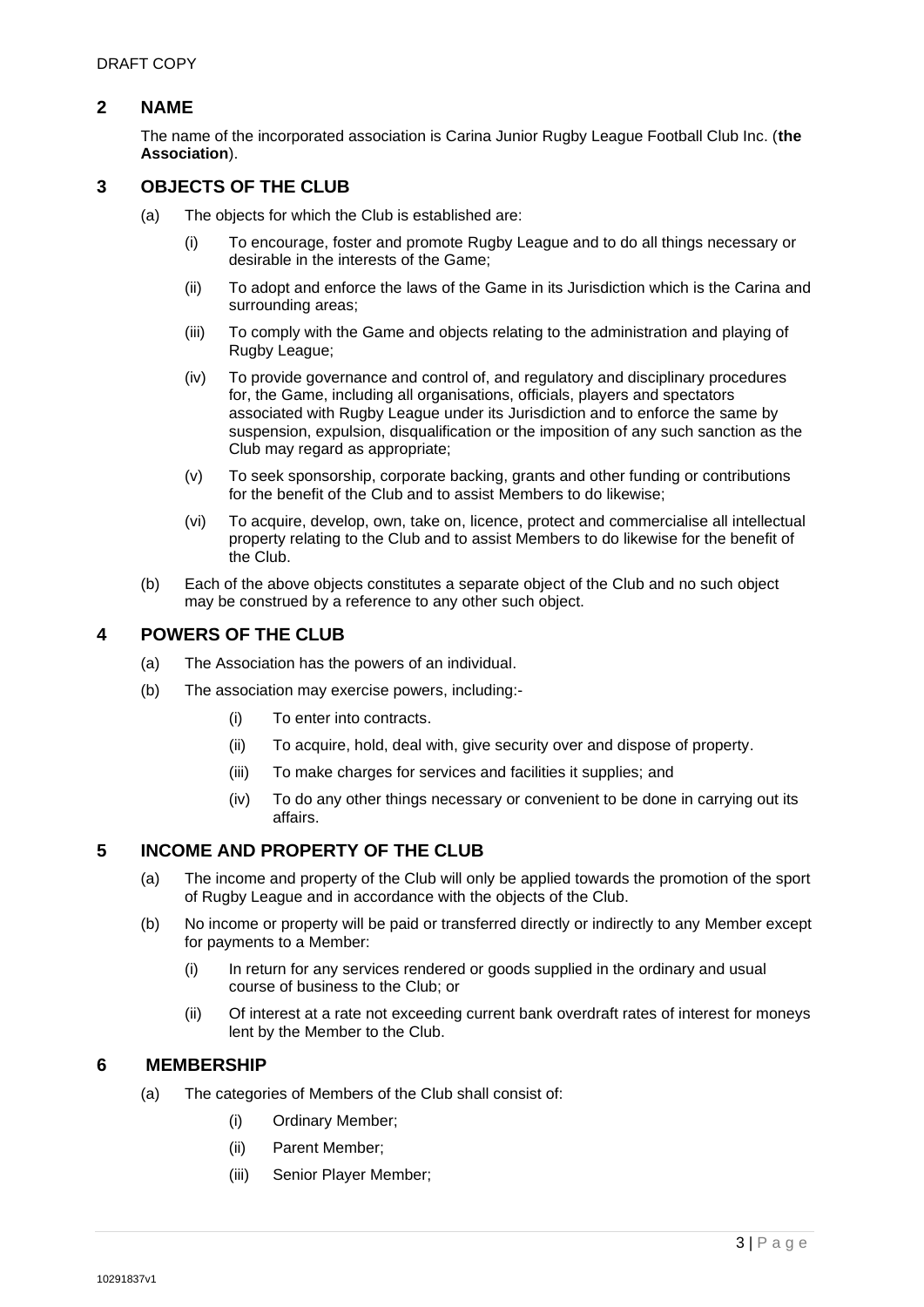## 2 NAME

The name of the incorporated association is Carina Junior Rugby League Football Club Inc. (**the Association**).

## 3 OBJECTS OF THE CLUB

(a) The objects for which the Club is established are:

(i) To encourage, foster and promote Rugby League and to do all things necessary or desirable in the interests of the Game;

(ii) To adopt and enforce the laws of the Game in its Jurisdiction which is the Carina and surrounding areas;

(iii) To comply with the Game and objects relating to the administration and playing of Rugby League;

(iv) To provide governance and control of, and regulatory and disciplinary procedures for, the Game, including all organisations, officials, players and spectators associated with Rugby League under its Jurisdiction and to enforce the same by suspension, expulsion, disqualification or the imposition of any such sanction as the Club may regard as appropriate;

(v) To seek sponsorship, corporate backing, grants and other funding or contributions for the benefit of the Club and to assist Members to do likewise;

(vi) To acquire, develop, own, take on, licence, protect and commercialise all intellectual property relating to the Club and to assist Members to do likewise for the benefit of the Club.

(b) Each of the above objects constitutes a separate object of the Club and no such object may be construed by a reference to any other such object.

## 4 POWERS OF THE CLUB

(a) The Association has the powers of an individual.

(b) The association may exercise powers, including:-

(i) To enter into contracts.

(ii) To acquire, hold, deal with, give security over and dispose of property.

(iii) To make charges for services and facilities it supplies; and

(iv) To do any other things necessary or convenient to be done in carrying out its affairs.

## 5 INCOME AND PROPERTY OF THE CLUB

(a) The income and property of the Club will only be applied towards the promotion of the sport of Rugby League and in accordance with the objects of the Club.

(b) No income or property will be paid or transferred directly or indirectly to any Member except for payments to a Member:

(i) In return for any services rendered or goods supplied in the ordinary and usual course of business to the Club; or

(ii) Of interest at a rate not exceeding current bank overdraft rates of interest for moneys lent by the Member to the Club.

## 6 MEMBERSHIP

(a) The categories of Members of the Club shall consist of:

(i) Ordinary Member;

(ii) Parent Member;

(iii) Senior Player Member;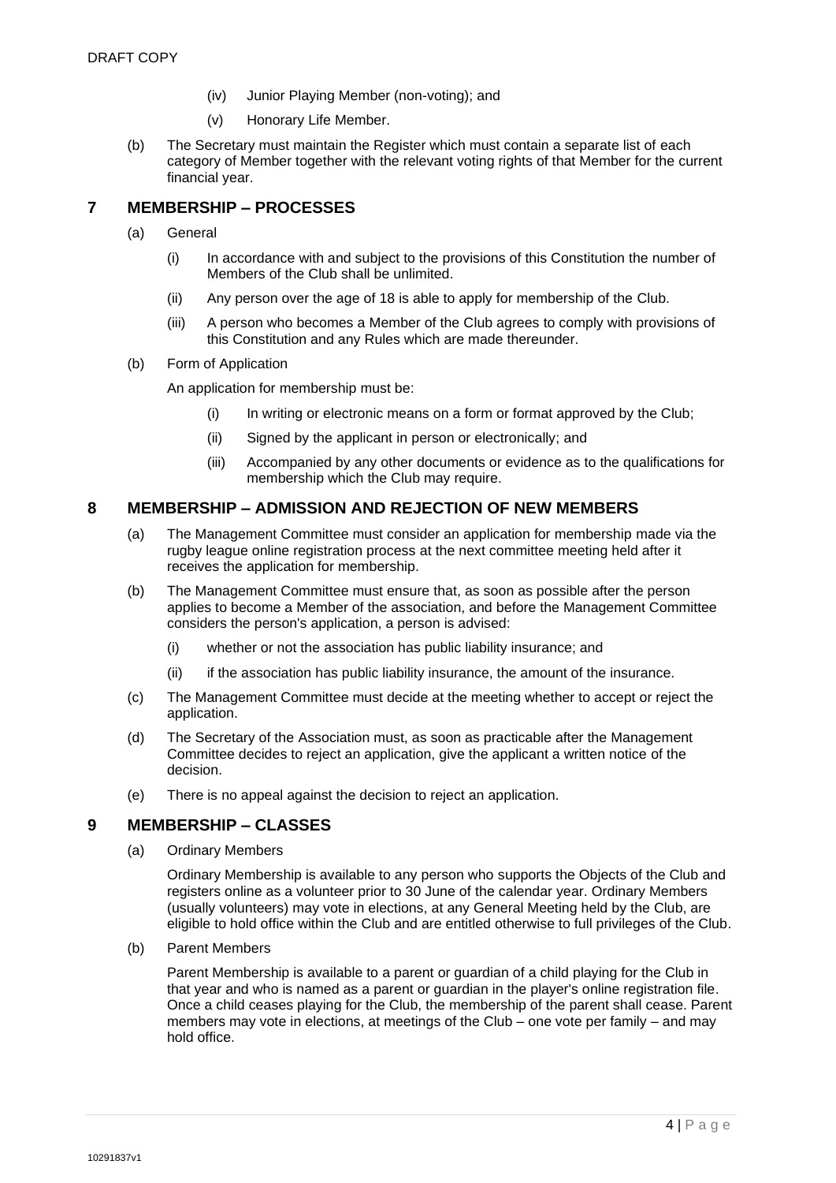- (iv) Junior Playing Member (non-voting); and
- (v) Honorary Life Member.

(b) The Secretary must maintain the Register which must contain a separate list of each category of Member together with the relevant voting rights of that Member for the current financial year.

## 7 MEMBERSHIP – PROCESSES

(a) General

- (i) In accordance with and subject to the provisions of this Constitution the number of Members of the Club shall be unlimited.
- (ii) Any person over the age of 18 is able to apply for membership of the Club.
- (iii) A person who becomes a Member of the Club agrees to comply with provisions of this Constitution and any Rules which are made thereunder.

(b) Form of Application

An application for membership must be:

- (i) In writing or electronic means on a form or format approved by the Club;
- (ii) Signed by the applicant in person or electronically; and
- (iii) Accompanied by any other documents or evidence as to the qualifications for membership which the Club may require.

## 8 MEMBERSHIP – ADMISSION AND REJECTION OF NEW MEMBERS

(a) The Management Committee must consider an application for membership made via the rugby league online registration process at the next committee meeting held after it receives the application for membership.

(b) The Management Committee must ensure that, as soon as possible after the person applies to become a Member of the association, and before the Management Committee considers the person's application, a person is advised:

- (i) whether or not the association has public liability insurance; and
- (ii) if the association has public liability insurance, the amount of the insurance.

(c) The Management Committee must decide at the meeting whether to accept or reject the application.

(d) The Secretary of the Association must, as soon as practicable after the Management Committee decides to reject an application, give the applicant a written notice of the decision.

(e) There is no appeal against the decision to reject an application.

## 9 MEMBERSHIP – CLASSES

(a) Ordinary Members

Ordinary Membership is available to any person who supports the Objects of the Club and registers online as a volunteer prior to 30 June of the calendar year. Ordinary Members (usually volunteers) may vote in elections, at any General Meeting held by the Club, are eligible to hold office within the Club and are entitled otherwise to full privileges of the Club.

(b) Parent Members

Parent Membership is available to a parent or guardian of a child playing for the Club in that year and who is named as a parent or guardian in the player's online registration file. Once a child ceases playing for the Club, the membership of the parent shall cease. Parent members may vote in elections, at meetings of the Club – one vote per family – and may hold office.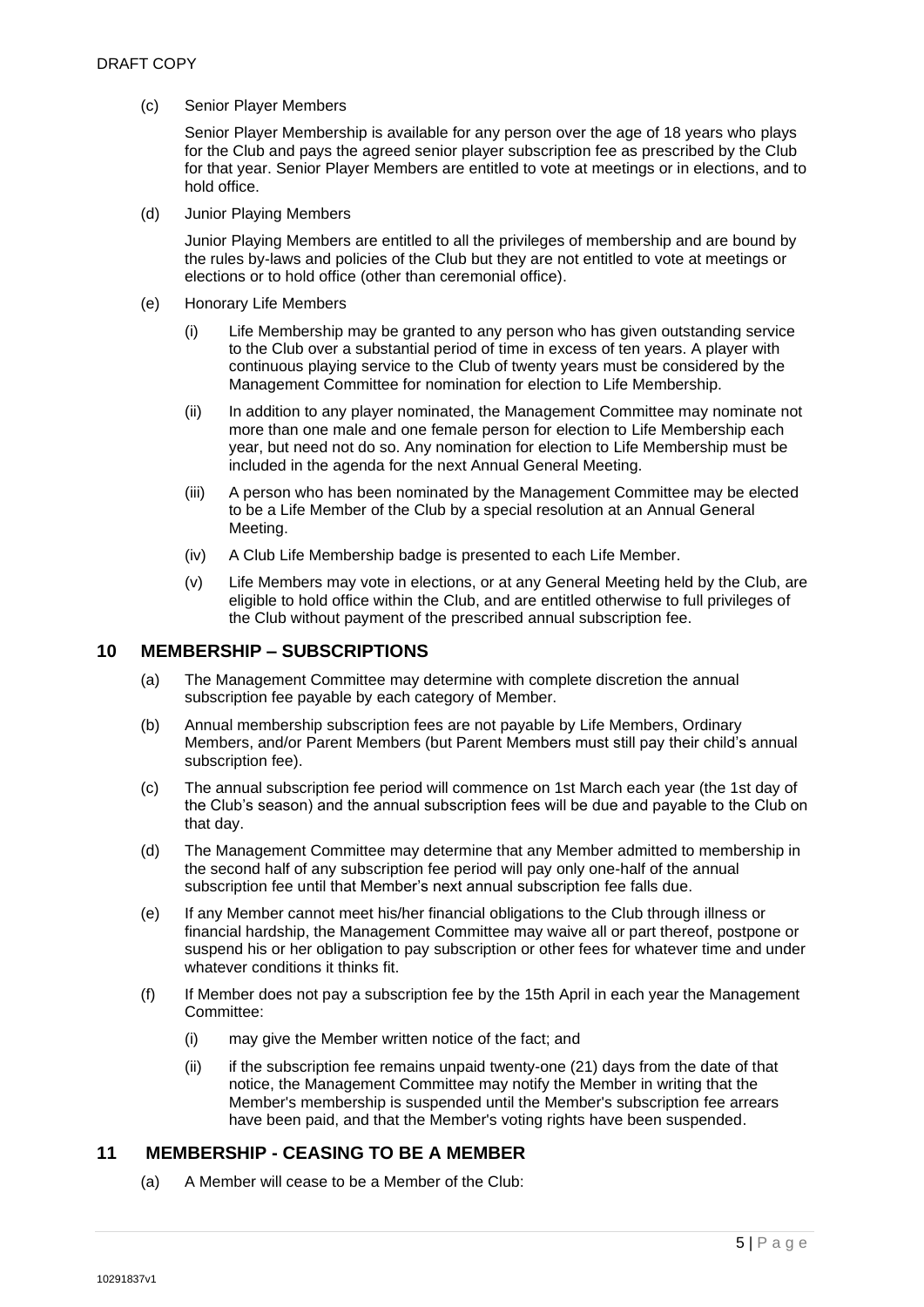(c) Senior Player Members

Senior Player Membership is available for any person over the age of 18 years who plays for the Club and pays the agreed senior player subscription fee as prescribed by the Club for that year. Senior Player Members are entitled to vote at meetings or in elections, and to hold office.

(d) Junior Playing Members

Junior Playing Members are entitled to all the privileges of membership and are bound by the rules by-laws and policies of the Club but they are not entitled to vote at meetings or elections or to hold office (other than ceremonial office).

(e) Honorary Life Members

(i) Life Membership may be granted to any person who has given outstanding service to the Club over a substantial period of time in excess of ten years. A player with continuous playing service to the Club of twenty years must be considered by the Management Committee for nomination for election to Life Membership.

(ii) In addition to any player nominated, the Management Committee may nominate not more than one male and one female person for election to Life Membership each year, but need not do so. Any nomination for election to Life Membership must be included in the agenda for the next Annual General Meeting.

(iii) A person who has been nominated by the Management Committee may be elected to be a Life Member of the Club by a special resolution at an Annual General Meeting.

(iv) A Club Life Membership badge is presented to each Life Member.

(v) Life Members may vote in elections, or at any General Meeting held by the Club, are eligible to hold office within the Club, and are entitled otherwise to full privileges of the Club without payment of the prescribed annual subscription fee.

## 10 MEMBERSHIP – SUBSCRIPTIONS

(a) The Management Committee may determine with complete discretion the annual subscription fee payable by each category of Member.

(b) Annual membership subscription fees are not payable by Life Members, Ordinary Members, and/or Parent Members (but Parent Members must still pay their child's annual subscription fee).

(c) The annual subscription fee period will commence on 1st March each year (the 1st day of the Club's season) and the annual subscription fees will be due and payable to the Club on that day.

(d) The Management Committee may determine that any Member admitted to membership in the second half of any subscription fee period will pay only one-half of the annual subscription fee until that Member's next annual subscription fee falls due.

(e) If any Member cannot meet his/her financial obligations to the Club through illness or financial hardship, the Management Committee may waive all or part thereof, postpone or suspend his or her obligation to pay subscription or other fees for whatever time and under whatever conditions it thinks fit.

(f) If Member does not pay a subscription fee by the 15th April in each year the Management Committee:

(i) may give the Member written notice of the fact; and

(ii) if the subscription fee remains unpaid twenty-one (21) days from the date of that notice, the Management Committee may notify the Member in writing that the Member's membership is suspended until the Member's subscription fee arrears have been paid, and that the Member's voting rights have been suspended.

## 11 MEMBERSHIP - CEASING TO BE A MEMBER

(a) A Member will cease to be a Member of the Club: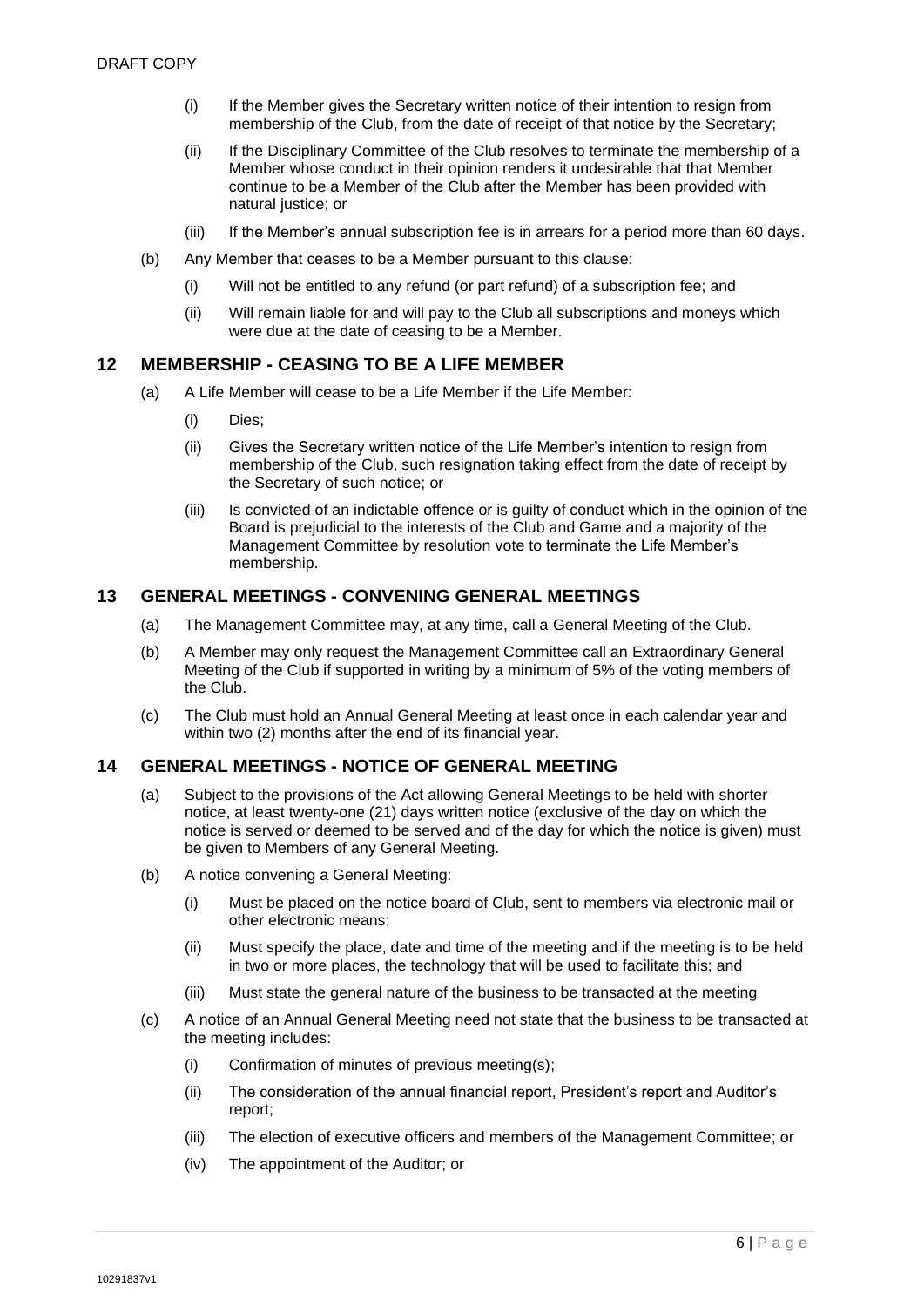- (i) If the Member gives the Secretary written notice of their intention to resign from membership of the Club, from the date of receipt of that notice by the Secretary;
- (ii) If the Disciplinary Committee of the Club resolves to terminate the membership of a Member whose conduct in their opinion renders it undesirable that that Member continue to be a Member of the Club after the Member has been provided with natural justice; or
- (iii) If the Member's annual subscription fee is in arrears for a period more than 60 days.

(b) Any Member that ceases to be a Member pursuant to this clause:

- (i) Will not be entitled to any refund (or part refund) of a subscription fee; and
- (ii) Will remain liable for and will pay to the Club all subscriptions and moneys which were due at the date of ceasing to be a Member.

## 12 MEMBERSHIP - CEASING TO BE A LIFE MEMBER

(a) A Life Member will cease to be a Life Member if the Life Member:

- (i) Dies;
- (ii) Gives the Secretary written notice of the Life Member's intention to resign from membership of the Club, such resignation taking effect from the date of receipt by the Secretary of such notice; or
- (iii) Is convicted of an indictable offence or is guilty of conduct which in the opinion of the Board is prejudicial to the interests of the Club and Game and a majority of the Management Committee by resolution vote to terminate the Life Member's membership.

## 13 GENERAL MEETINGS - CONVENING GENERAL MEETINGS

(a) The Management Committee may, at any time, call a General Meeting of the Club.

(b) A Member may only request the Management Committee call an Extraordinary General Meeting of the Club if supported in writing by a minimum of 5% of the voting members of the Club.

(c) The Club must hold an Annual General Meeting at least once in each calendar year and within two (2) months after the end of its financial year.

## 14 GENERAL MEETINGS - NOTICE OF GENERAL MEETING

(a) Subject to the provisions of the Act allowing General Meetings to be held with shorter notice, at least twenty-one (21) days written notice (exclusive of the day on which the notice is served or deemed to be served and of the day for which the notice is given) must be given to Members of any General Meeting.

(b) A notice convening a General Meeting:

- (i) Must be placed on the notice board of Club, sent to members via electronic mail or other electronic means;
- (ii) Must specify the place, date and time of the meeting and if the meeting is to be held in two or more places, the technology that will be used to facilitate this; and
- (iii) Must state the general nature of the business to be transacted at the meeting

(c) A notice of an Annual General Meeting need not state that the business to be transacted at the meeting includes:

- (i) Confirmation of minutes of previous meeting(s);
- (ii) The consideration of the annual financial report, President's report and Auditor's report;
- (iii) The election of executive officers and members of the Management Committee; or
- (iv) The appointment of the Auditor; or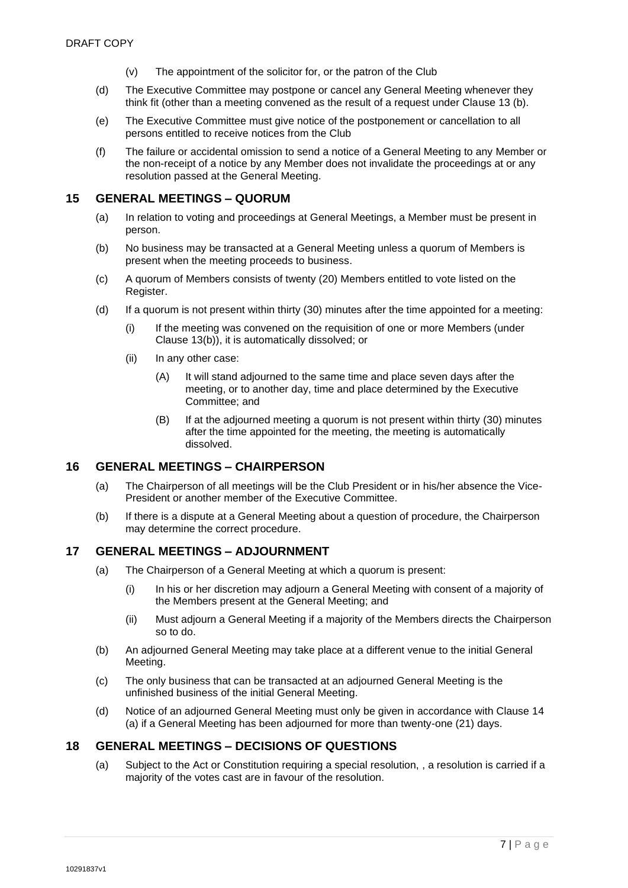(v) The appointment of the solicitor for, or the patron of the Club

(d) The Executive Committee may postpone or cancel any General Meeting whenever they think fit (other than a meeting convened as the result of a request under Clause 13 (b).

(e) The Executive Committee must give notice of the postponement or cancellation to all persons entitled to receive notices from the Club

(f) The failure or accidental omission to send a notice of a General Meeting to any Member or the non-receipt of a notice by any Member does not invalidate the proceedings at or any resolution passed at the General Meeting.

## 15 GENERAL MEETINGS – QUORUM

(a) In relation to voting and proceedings at General Meetings, a Member must be present in person.

(b) No business may be transacted at a General Meeting unless a quorum of Members is present when the meeting proceeds to business.

(c) A quorum of Members consists of twenty (20) Members entitled to vote listed on the Register.

(d) If a quorum is not present within thirty (30) minutes after the time appointed for a meeting:

- (i) If the meeting was convened on the requisition of one or more Members (under Clause 13(b)), it is automatically dissolved; or
- (ii) In any other case:
  - (A) It will stand adjourned to the same time and place seven days after the meeting, or to another day, time and place determined by the Executive Committee; and
  - (B) If at the adjourned meeting a quorum is not present within thirty (30) minutes after the time appointed for the meeting, the meeting is automatically dissolved.

## 16 GENERAL MEETINGS – CHAIRPERSON

(a) The Chairperson of all meetings will be the Club President or in his/her absence the Vice-President or another member of the Executive Committee.

(b) If there is a dispute at a General Meeting about a question of procedure, the Chairperson may determine the correct procedure.

## 17 GENERAL MEETINGS – ADJOURNMENT

(a) The Chairperson of a General Meeting at which a quorum is present:

- (i) In his or her discretion may adjourn a General Meeting with consent of a majority of the Members present at the General Meeting; and
- (ii) Must adjourn a General Meeting if a majority of the Members directs the Chairperson so to do.

(b) An adjourned General Meeting may take place at a different venue to the initial General Meeting.

(c) The only business that can be transacted at an adjourned General Meeting is the unfinished business of the initial General Meeting.

(d) Notice of an adjourned General Meeting must only be given in accordance with Clause 14 (a) if a General Meeting has been adjourned for more than twenty-one (21) days.

## 18 GENERAL MEETINGS – DECISIONS OF QUESTIONS

(a) Subject to the Act or Constitution requiring a special resolution, , a resolution is carried if a majority of the votes cast are in favour of the resolution.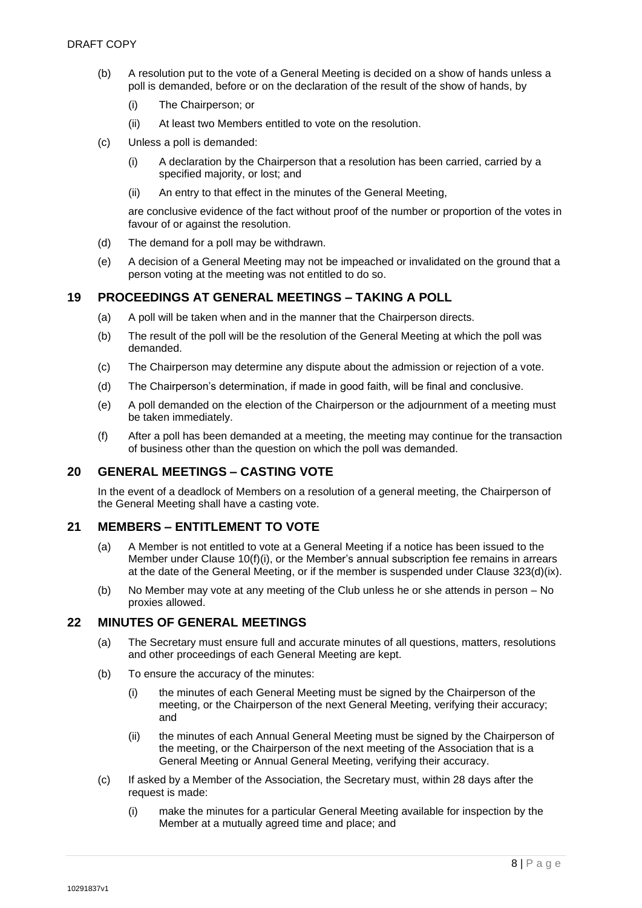(b) A resolution put to the vote of a General Meeting is decided on a show of hands unless a poll is demanded, before or on the declaration of the result of the show of hands, by

(i) The Chairperson; or

(ii) At least two Members entitled to vote on the resolution.

(c) Unless a poll is demanded:

(i) A declaration by the Chairperson that a resolution has been carried, carried by a specified majority, or lost; and

(ii) An entry to that effect in the minutes of the General Meeting,

are conclusive evidence of the fact without proof of the number or proportion of the votes in favour of or against the resolution.

(d) The demand for a poll may be withdrawn.

(e) A decision of a General Meeting may not be impeached or invalidated on the ground that a person voting at the meeting was not entitled to do so.

## 19 PROCEEDINGS AT GENERAL MEETINGS – TAKING A POLL

(a) A poll will be taken when and in the manner that the Chairperson directs.

(b) The result of the poll will be the resolution of the General Meeting at which the poll was demanded.

(c) The Chairperson may determine any dispute about the admission or rejection of a vote.

(d) The Chairperson's determination, if made in good faith, will be final and conclusive.

(e) A poll demanded on the election of the Chairperson or the adjournment of a meeting must be taken immediately.

(f) After a poll has been demanded at a meeting, the meeting may continue for the transaction of business other than the question on which the poll was demanded.

## 20 GENERAL MEETINGS – CASTING VOTE

In the event of a deadlock of Members on a resolution of a general meeting, the Chairperson of the General Meeting shall have a casting vote.

## 21 MEMBERS – ENTITLEMENT TO VOTE

(a) A Member is not entitled to vote at a General Meeting if a notice has been issued to the Member under Clause 10(f)(i), or the Member's annual subscription fee remains in arrears at the date of the General Meeting, or if the member is suspended under Clause 323(d)(ix).

(b) No Member may vote at any meeting of the Club unless he or she attends in person – No proxies allowed.

## 22 MINUTES OF GENERAL MEETINGS

(a) The Secretary must ensure full and accurate minutes of all questions, matters, resolutions and other proceedings of each General Meeting are kept.

(b) To ensure the accuracy of the minutes:

(i) the minutes of each General Meeting must be signed by the Chairperson of the meeting, or the Chairperson of the next General Meeting, verifying their accuracy; and

(ii) the minutes of each Annual General Meeting must be signed by the Chairperson of the meeting, or the Chairperson of the next meeting of the Association that is a General Meeting or Annual General Meeting, verifying their accuracy.

(c) If asked by a Member of the Association, the Secretary must, within 28 days after the request is made:

(i) make the minutes for a particular General Meeting available for inspection by the Member at a mutually agreed time and place; and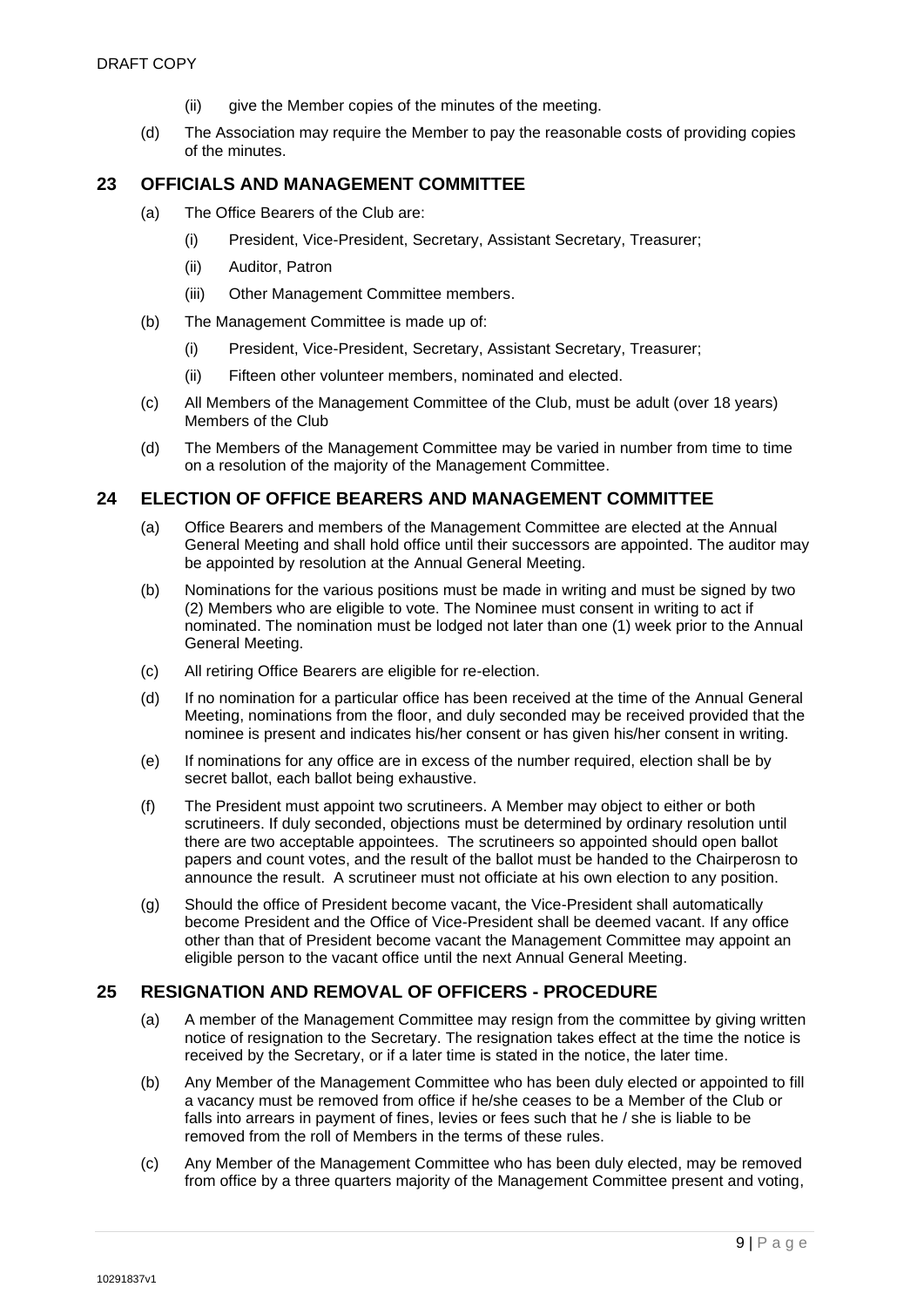(ii) give the Member copies of the minutes of the meeting.

(d) The Association may require the Member to pay the reasonable costs of providing copies of the minutes.

## 23 OFFICIALS AND MANAGEMENT COMMITTEE

(a) The Office Bearers of the Club are:

  (i) President, Vice-President, Secretary, Assistant Secretary, Treasurer;

  (ii) Auditor, Patron

  (iii) Other Management Committee members.

(b) The Management Committee is made up of:

  (i) President, Vice-President, Secretary, Assistant Secretary, Treasurer;

  (ii) Fifteen other volunteer members, nominated and elected.

(c) All Members of the Management Committee of the Club, must be adult (over 18 years) Members of the Club

(d) The Members of the Management Committee may be varied in number from time to time on a resolution of the majority of the Management Committee.

## 24 ELECTION OF OFFICE BEARERS AND MANAGEMENT COMMITTEE

(a) Office Bearers and members of the Management Committee are elected at the Annual General Meeting and shall hold office until their successors are appointed. The auditor may be appointed by resolution at the Annual General Meeting.

(b) Nominations for the various positions must be made in writing and must be signed by two (2) Members who are eligible to vote. The Nominee must consent in writing to act if nominated. The nomination must be lodged not later than one (1) week prior to the Annual General Meeting.

(c) All retiring Office Bearers are eligible for re-election.

(d) If no nomination for a particular office has been received at the time of the Annual General Meeting, nominations from the floor, and duly seconded may be received provided that the nominee is present and indicates his/her consent or has given his/her consent in writing.

(e) If nominations for any office are in excess of the number required, election shall be by secret ballot, each ballot being exhaustive.

(f) The President must appoint two scrutineers. A Member may object to either or both scrutineers. If duly seconded, objections must be determined by ordinary resolution until there are two acceptable appointees. The scrutineers so appointed should open ballot papers and count votes, and the result of the ballot must be handed to the Chairperosn to announce the result. A scrutineer must not officiate at his own election to any position.

(g) Should the office of President become vacant, the Vice-President shall automatically become President and the Office of Vice-President shall be deemed vacant. If any office other than that of President become vacant the Management Committee may appoint an eligible person to the vacant office until the next Annual General Meeting.

## 25 RESIGNATION AND REMOVAL OF OFFICERS - PROCEDURE

(a) A member of the Management Committee may resign from the committee by giving written notice of resignation to the Secretary. The resignation takes effect at the time the notice is received by the Secretary, or if a later time is stated in the notice, the later time.

(b) Any Member of the Management Committee who has been duly elected or appointed to fill a vacancy must be removed from office if he/she ceases to be a Member of the Club or falls into arrears in payment of fines, levies or fees such that he / she is liable to be removed from the roll of Members in the terms of these rules.

(c) Any Member of the Management Committee who has been duly elected, may be removed from office by a three quarters majority of the Management Committee present and voting,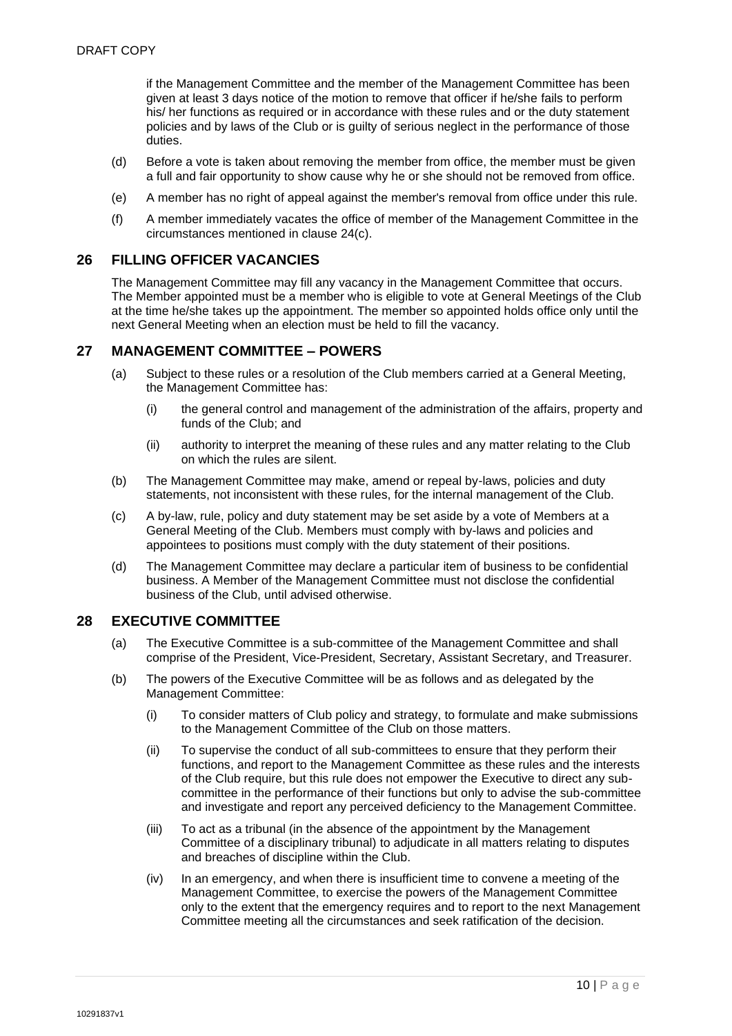if the Management Committee and the member of the Management Committee has been given at least 3 days notice of the motion to remove that officer if he/she fails to perform his/ her functions as required or in accordance with these rules and or the duty statement policies and by laws of the Club or is guilty of serious neglect in the performance of those duties.

(d) Before a vote is taken about removing the member from office, the member must be given a full and fair opportunity to show cause why he or she should not be removed from office.

(e) A member has no right of appeal against the member's removal from office under this rule.

(f) A member immediately vacates the office of member of the Management Committee in the circumstances mentioned in clause 24(c).

## 26 FILLING OFFICER VACANCIES

The Management Committee may fill any vacancy in the Management Committee that occurs. The Member appointed must be a member who is eligible to vote at General Meetings of the Club at the time he/she takes up the appointment. The member so appointed holds office only until the next General Meeting when an election must be held to fill the vacancy.

## 27 MANAGEMENT COMMITTEE – POWERS

(a) Subject to these rules or a resolution of the Club members carried at a General Meeting, the Management Committee has:

  (i) the general control and management of the administration of the affairs, property and funds of the Club; and

  (ii) authority to interpret the meaning of these rules and any matter relating to the Club on which the rules are silent.

(b) The Management Committee may make, amend or repeal by-laws, policies and duty statements, not inconsistent with these rules, for the internal management of the Club.

(c) A by-law, rule, policy and duty statement may be set aside by a vote of Members at a General Meeting of the Club. Members must comply with by-laws and policies and appointees to positions must comply with the duty statement of their positions.

(d) The Management Committee may declare a particular item of business to be confidential business. A Member of the Management Committee must not disclose the confidential business of the Club, until advised otherwise.

## 28 EXECUTIVE COMMITTEE

(a) The Executive Committee is a sub-committee of the Management Committee and shall comprise of the President, Vice-President, Secretary, Assistant Secretary, and Treasurer.

(b) The powers of the Executive Committee will be as follows and as delegated by the Management Committee:

  (i) To consider matters of Club policy and strategy, to formulate and make submissions to the Management Committee of the Club on those matters.

  (ii) To supervise the conduct of all sub-committees to ensure that they perform their functions, and report to the Management Committee as these rules and the interests of the Club require, but this rule does not empower the Executive to direct any sub-committee in the performance of their functions but only to advise the sub-committee and investigate and report any perceived deficiency to the Management Committee.

  (iii) To act as a tribunal (in the absence of the appointment by the Management Committee of a disciplinary tribunal) to adjudicate in all matters relating to disputes and breaches of discipline within the Club.

  (iv) In an emergency, and when there is insufficient time to convene a meeting of the Management Committee, to exercise the powers of the Management Committee only to the extent that the emergency requires and to report to the next Management Committee meeting all the circumstances and seek ratification of the decision.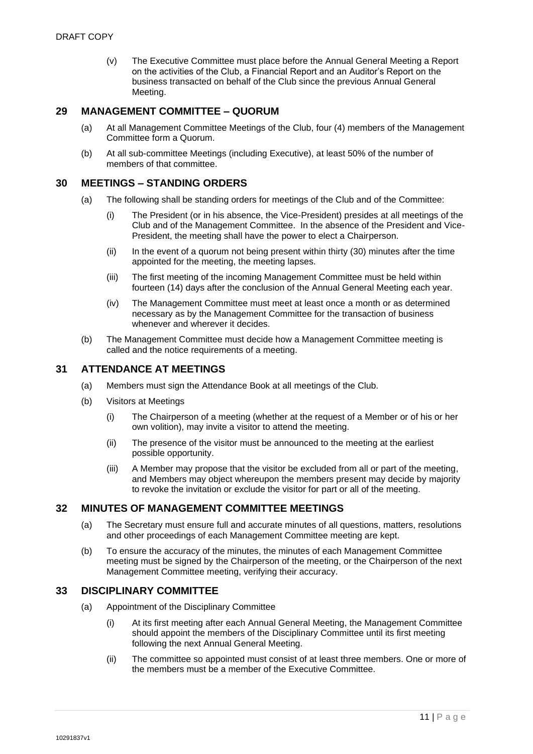(v) The Executive Committee must place before the Annual General Meeting a Report on the activities of the Club, a Financial Report and an Auditor's Report on the business transacted on behalf of the Club since the previous Annual General Meeting.

## 29 MANAGEMENT COMMITTEE – QUORUM

(a) At all Management Committee Meetings of the Club, four (4) members of the Management Committee form a Quorum.

(b) At all sub-committee Meetings (including Executive), at least 50% of the number of members of that committee.

## 30 MEETINGS – STANDING ORDERS

(a) The following shall be standing orders for meetings of the Club and of the Committee:

(i) The President (or in his absence, the Vice-President) presides at all meetings of the Club and of the Management Committee. In the absence of the President and Vice-President, the meeting shall have the power to elect a Chairperson.

(ii) In the event of a quorum not being present within thirty (30) minutes after the time appointed for the meeting, the meeting lapses.

(iii) The first meeting of the incoming Management Committee must be held within fourteen (14) days after the conclusion of the Annual General Meeting each year.

(iv) The Management Committee must meet at least once a month or as determined necessary as by the Management Committee for the transaction of business whenever and wherever it decides.

(b) The Management Committee must decide how a Management Committee meeting is called and the notice requirements of a meeting.

## 31 ATTENDANCE AT MEETINGS

(a) Members must sign the Attendance Book at all meetings of the Club.

(b) Visitors at Meetings

(i) The Chairperson of a meeting (whether at the request of a Member or of his or her own volition), may invite a visitor to attend the meeting.

(ii) The presence of the visitor must be announced to the meeting at the earliest possible opportunity.

(iii) A Member may propose that the visitor be excluded from all or part of the meeting, and Members may object whereupon the members present may decide by majority to revoke the invitation or exclude the visitor for part or all of the meeting.

## 32 MINUTES OF MANAGEMENT COMMITTEE MEETINGS

(a) The Secretary must ensure full and accurate minutes of all questions, matters, resolutions and other proceedings of each Management Committee meeting are kept.

(b) To ensure the accuracy of the minutes, the minutes of each Management Committee meeting must be signed by the Chairperson of the meeting, or the Chairperson of the next Management Committee meeting, verifying their accuracy.

## 33 DISCIPLINARY COMMITTEE

(a) Appointment of the Disciplinary Committee

(i) At its first meeting after each Annual General Meeting, the Management Committee should appoint the members of the Disciplinary Committee until its first meeting following the next Annual General Meeting.

(ii) The committee so appointed must consist of at least three members. One or more of the members must be a member of the Executive Committee.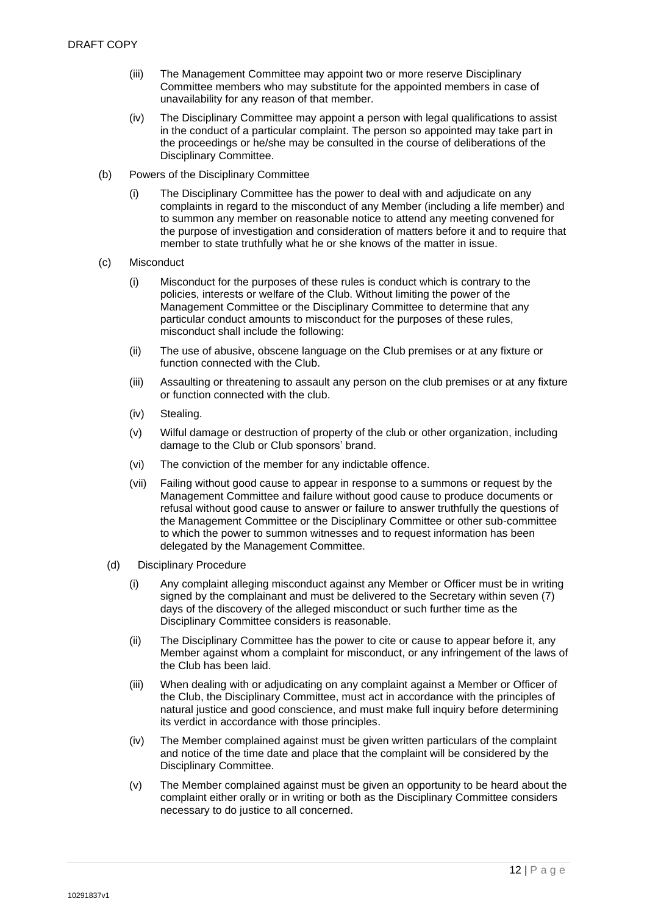(iii) The Management Committee may appoint two or more reserve Disciplinary Committee members who may substitute for the appointed members in case of unavailability for any reason of that member.

(iv) The Disciplinary Committee may appoint a person with legal qualifications to assist in the conduct of a particular complaint. The person so appointed may take part in the proceedings or he/she may be consulted in the course of deliberations of the Disciplinary Committee.

(b) Powers of the Disciplinary Committee

(i) The Disciplinary Committee has the power to deal with and adjudicate on any complaints in regard to the misconduct of any Member (including a life member) and to summon any member on reasonable notice to attend any meeting convened for the purpose of investigation and consideration of matters before it and to require that member to state truthfully what he or she knows of the matter in issue.

(c) Misconduct

(i) Misconduct for the purposes of these rules is conduct which is contrary to the policies, interests or welfare of the Club. Without limiting the power of the Management Committee or the Disciplinary Committee to determine that any particular conduct amounts to misconduct for the purposes of these rules, misconduct shall include the following:

(ii) The use of abusive, obscene language on the Club premises or at any fixture or function connected with the Club.

(iii) Assaulting or threatening to assault any person on the club premises or at any fixture or function connected with the club.

(iv) Stealing.

(v) Wilful damage or destruction of property of the club or other organization, including damage to the Club or Club sponsors' brand.

(vi) The conviction of the member for any indictable offence.

(vii) Failing without good cause to appear in response to a summons or request by the Management Committee and failure without good cause to produce documents or refusal without good cause to answer or failure to answer truthfully the questions of the Management Committee or the Disciplinary Committee or other sub-committee to which the power to summon witnesses and to request information has been delegated by the Management Committee.

(d) Disciplinary Procedure

(i) Any complaint alleging misconduct against any Member or Officer must be in writing signed by the complainant and must be delivered to the Secretary within seven (7) days of the discovery of the alleged misconduct or such further time as the Disciplinary Committee considers is reasonable.

(ii) The Disciplinary Committee has the power to cite or cause to appear before it, any Member against whom a complaint for misconduct, or any infringement of the laws of the Club has been laid.

(iii) When dealing with or adjudicating on any complaint against a Member or Officer of the Club, the Disciplinary Committee, must act in accordance with the principles of natural justice and good conscience, and must make full inquiry before determining its verdict in accordance with those principles.

(iv) The Member complained against must be given written particulars of the complaint and notice of the time date and place that the complaint will be considered by the Disciplinary Committee.

(v) The Member complained against must be given an opportunity to be heard about the complaint either orally or in writing or both as the Disciplinary Committee considers necessary to do justice to all concerned.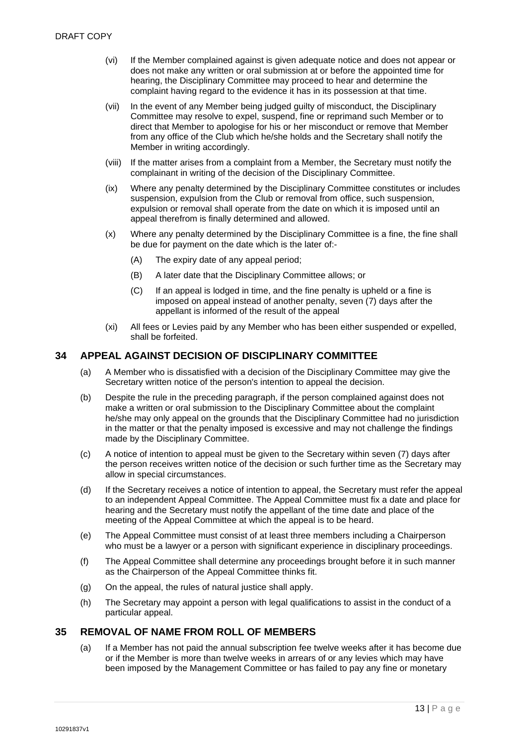(vi) If the Member complained against is given adequate notice and does not appear or does not make any written or oral submission at or before the appointed time for hearing, the Disciplinary Committee may proceed to hear and determine the complaint having regard to the evidence it has in its possession at that time.

(vii) In the event of any Member being judged guilty of misconduct, the Disciplinary Committee may resolve to expel, suspend, fine or reprimand such Member or to direct that Member to apologise for his or her misconduct or remove that Member from any office of the Club which he/she holds and the Secretary shall notify the Member in writing accordingly.

(viii) If the matter arises from a complaint from a Member, the Secretary must notify the complainant in writing of the decision of the Disciplinary Committee.

(ix) Where any penalty determined by the Disciplinary Committee constitutes or includes suspension, expulsion from the Club or removal from office, such suspension, expulsion or removal shall operate from the date on which it is imposed until an appeal therefrom is finally determined and allowed.

(x) Where any penalty determined by the Disciplinary Committee is a fine, the fine shall be due for payment on the date which is the later of:-

(A) The expiry date of any appeal period;

(B) A later date that the Disciplinary Committee allows; or

(C) If an appeal is lodged in time, and the fine penalty is upheld or a fine is imposed on appeal instead of another penalty, seven (7) days after the appellant is informed of the result of the appeal

(xi) All fees or Levies paid by any Member who has been either suspended or expelled, shall be forfeited.

## 34 APPEAL AGAINST DECISION OF DISCIPLINARY COMMITTEE

(a) A Member who is dissatisfied with a decision of the Disciplinary Committee may give the Secretary written notice of the person's intention to appeal the decision.

(b) Despite the rule in the preceding paragraph, if the person complained against does not make a written or oral submission to the Disciplinary Committee about the complaint he/she may only appeal on the grounds that the Disciplinary Committee had no jurisdiction in the matter or that the penalty imposed is excessive and may not challenge the findings made by the Disciplinary Committee.

(c) A notice of intention to appeal must be given to the Secretary within seven (7) days after the person receives written notice of the decision or such further time as the Secretary may allow in special circumstances.

(d) If the Secretary receives a notice of intention to appeal, the Secretary must refer the appeal to an independent Appeal Committee. The Appeal Committee must fix a date and place for hearing and the Secretary must notify the appellant of the time date and place of the meeting of the Appeal Committee at which the appeal is to be heard.

(e) The Appeal Committee must consist of at least three members including a Chairperson who must be a lawyer or a person with significant experience in disciplinary proceedings.

(f) The Appeal Committee shall determine any proceedings brought before it in such manner as the Chairperson of the Appeal Committee thinks fit.

(g) On the appeal, the rules of natural justice shall apply.

(h) The Secretary may appoint a person with legal qualifications to assist in the conduct of a particular appeal.

## 35 REMOVAL OF NAME FROM ROLL OF MEMBERS

(a) If a Member has not paid the annual subscription fee twelve weeks after it has become due or if the Member is more than twelve weeks in arrears of or any levies which may have been imposed by the Management Committee or has failed to pay any fine or monetary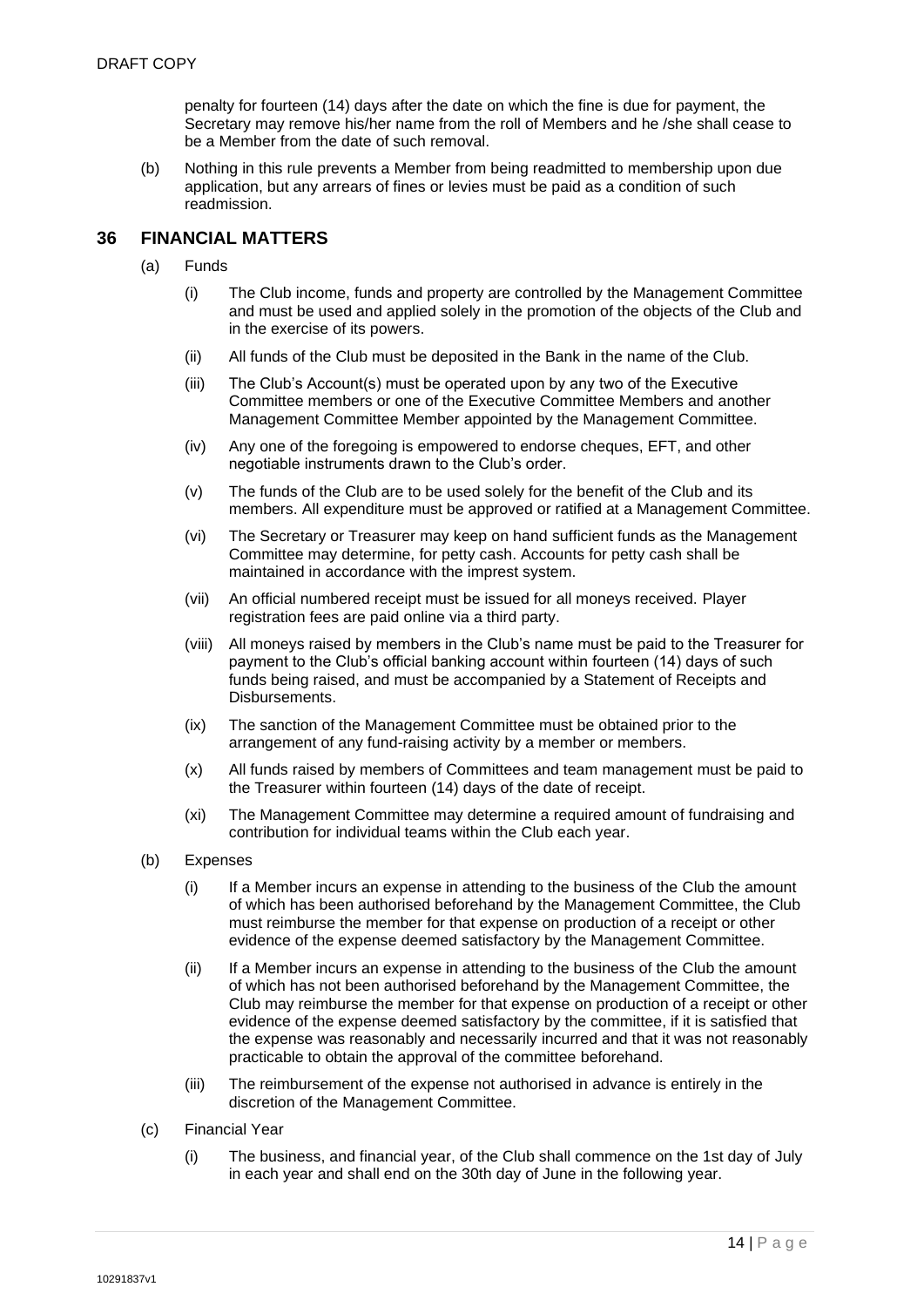penalty for fourteen (14) days after the date on which the fine is due for payment, the Secretary may remove his/her name from the roll of Members and he /she shall cease to be a Member from the date of such removal.

(b) Nothing in this rule prevents a Member from being readmitted to membership upon due application, but any arrears of fines or levies must be paid as a condition of such readmission.

## 36 FINANCIAL MATTERS

(a) Funds

(i) The Club income, funds and property are controlled by the Management Committee and must be used and applied solely in the promotion of the objects of the Club and in the exercise of its powers.

(ii) All funds of the Club must be deposited in the Bank in the name of the Club.

(iii) The Club's Account(s) must be operated upon by any two of the Executive Committee members or one of the Executive Committee Members and another Management Committee Member appointed by the Management Committee.

(iv) Any one of the foregoing is empowered to endorse cheques, EFT, and other negotiable instruments drawn to the Club's order.

(v) The funds of the Club are to be used solely for the benefit of the Club and its members. All expenditure must be approved or ratified at a Management Committee.

(vi) The Secretary or Treasurer may keep on hand sufficient funds as the Management Committee may determine, for petty cash. Accounts for petty cash shall be maintained in accordance with the imprest system.

(vii) An official numbered receipt must be issued for all moneys received. Player registration fees are paid online via a third party.

(viii) All moneys raised by members in the Club's name must be paid to the Treasurer for payment to the Club's official banking account within fourteen (14) days of such funds being raised, and must be accompanied by a Statement of Receipts and Disbursements.

(ix) The sanction of the Management Committee must be obtained prior to the arrangement of any fund-raising activity by a member or members.

(x) All funds raised by members of Committees and team management must be paid to the Treasurer within fourteen (14) days of the date of receipt.

(xi) The Management Committee may determine a required amount of fundraising and contribution for individual teams within the Club each year.

(b) Expenses

(i) If a Member incurs an expense in attending to the business of the Club the amount of which has been authorised beforehand by the Management Committee, the Club must reimburse the member for that expense on production of a receipt or other evidence of the expense deemed satisfactory by the Management Committee.

(ii) If a Member incurs an expense in attending to the business of the Club the amount of which has not been authorised beforehand by the Management Committee, the Club may reimburse the member for that expense on production of a receipt or other evidence of the expense deemed satisfactory by the committee, if it is satisfied that the expense was reasonably and necessarily incurred and that it was not reasonably practicable to obtain the approval of the committee beforehand.

(iii) The reimbursement of the expense not authorised in advance is entirely in the discretion of the Management Committee.

(c) Financial Year

(i) The business, and financial year, of the Club shall commence on the 1st day of July in each year and shall end on the 30th day of June in the following year.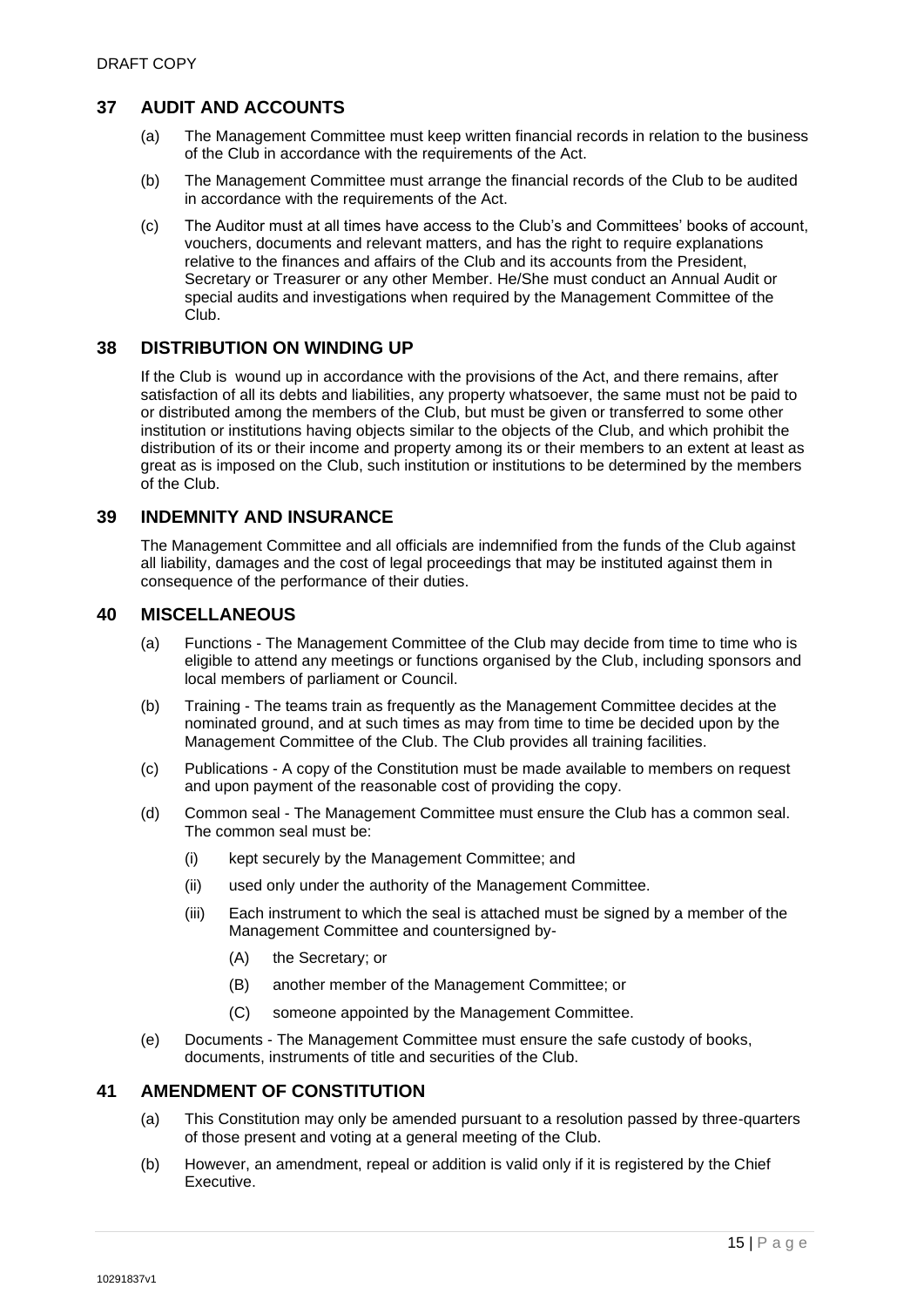## 37 AUDIT AND ACCOUNTS

(a) The Management Committee must keep written financial records in relation to the business of the Club in accordance with the requirements of the Act.

(b) The Management Committee must arrange the financial records of the Club to be audited in accordance with the requirements of the Act.

(c) The Auditor must at all times have access to the Club's and Committees' books of account, vouchers, documents and relevant matters, and has the right to require explanations relative to the finances and affairs of the Club and its accounts from the President, Secretary or Treasurer or any other Member. He/She must conduct an Annual Audit or special audits and investigations when required by the Management Committee of the Club.

## 38 DISTRIBUTION ON WINDING UP

If the Club is wound up in accordance with the provisions of the Act, and there remains, after satisfaction of all its debts and liabilities, any property whatsoever, the same must not be paid to or distributed among the members of the Club, but must be given or transferred to some other institution or institutions having objects similar to the objects of the Club, and which prohibit the distribution of its or their income and property among its or their members to an extent at least as great as is imposed on the Club, such institution or institutions to be determined by the members of the Club.

## 39 INDEMNITY AND INSURANCE

The Management Committee and all officials are indemnified from the funds of the Club against all liability, damages and the cost of legal proceedings that may be instituted against them in consequence of the performance of their duties.

## 40 MISCELLANEOUS

(a) Functions - The Management Committee of the Club may decide from time to time who is eligible to attend any meetings or functions organised by the Club, including sponsors and local members of parliament or Council.

(b) Training - The teams train as frequently as the Management Committee decides at the nominated ground, and at such times as may from time to time be decided upon by the Management Committee of the Club. The Club provides all training facilities.

(c) Publications - A copy of the Constitution must be made available to members on request and upon payment of the reasonable cost of providing the copy.

(d) Common seal - The Management Committee must ensure the Club has a common seal. The common seal must be:

  (i) kept securely by the Management Committee; and

  (ii) used only under the authority of the Management Committee.

  (iii) Each instrument to which the seal is attached must be signed by a member of the Management Committee and countersigned by-

    (A) the Secretary; or

    (B) another member of the Management Committee; or

    (C) someone appointed by the Management Committee.

(e) Documents - The Management Committee must ensure the safe custody of books, documents, instruments of title and securities of the Club.

## 41 AMENDMENT OF CONSTITUTION

(a) This Constitution may only be amended pursuant to a resolution passed by three-quarters of those present and voting at a general meeting of the Club.

(b) However, an amendment, repeal or addition is valid only if it is registered by the Chief Executive.